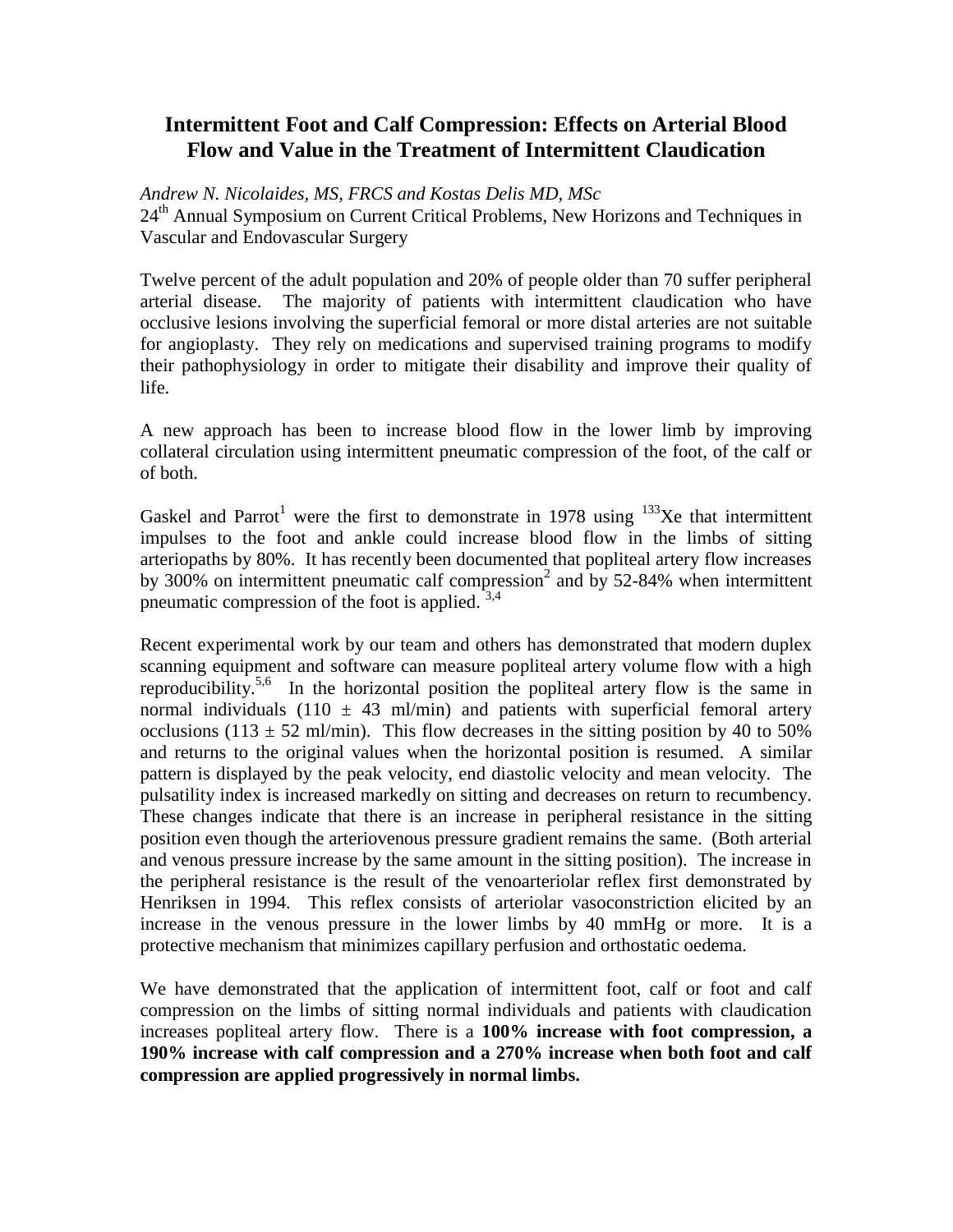# Intermittent Foot and Calf Compression: Effects on Arterial Blood Flow and Value in the Treatment of Intermittent Claudication

*Andrew N. Nicolaides, MS, FRCS and Kostas Delis MD, MSc*
24th Annual Symposium on Current Critical Problems, New Horizons and Techniques in Vascular and Endovascular Surgery

Twelve percent of the adult population and 20% of people older than 70 suffer peripheral arterial disease. The majority of patients with intermittent claudication who have occlusive lesions involving the superficial femoral or more distal arteries are not suitable for angioplasty. They rely on medications and supervised training programs to modify their pathophysiology in order to mitigate their disability and improve their quality of life.

A new approach has been to increase blood flow in the lower limb by improving collateral circulation using intermittent pneumatic compression of the foot, of the calf or of both.

Gaskel and Parrot[1] were the first to demonstrate in 1978 using $^{133}$Xe that intermittent impulses to the foot and ankle could increase blood flow in the limbs of sitting arteriopaths by 80%. It has recently been documented that popliteal artery flow increases by 300% on intermittent pneumatic calf compression[2] and by 52-84% when intermittent pneumatic compression of the foot is applied.[3,4]

Recent experimental work by our team and others has demonstrated that modern duplex scanning equipment and software can measure popliteal artery volume flow with a high reproducibility.[5,6] In the horizontal position the popliteal artery flow is the same in normal individuals ($110 \pm 43$ ml/min) and patients with superficial femoral artery occlusions ($113 \pm 52$ ml/min). This flow decreases in the sitting position by 40 to 50% and returns to the original values when the horizontal position is resumed. A similar pattern is displayed by the peak velocity, end diastolic velocity and mean velocity. The pulsatility index is increased markedly on sitting and decreases on return to recumbency. These changes indicate that there is an increase in peripheral resistance in the sitting position even though the arteriovenous pressure gradient remains the same. (Both arterial and venous pressure increase by the same amount in the sitting position). The increase in the peripheral resistance is the result of the venoarteriolar reflex first demonstrated by Henriksen in 1994. This reflex consists of arteriolar vasoconstriction elicited by an increase in the venous pressure in the lower limbs by 40 mmHg or more. It is a protective mechanism that minimizes capillary perfusion and orthostatic oedema.

We have demonstrated that the application of intermittent foot, calf or foot and calf compression on the limbs of sitting normal individuals and patients with claudication increases popliteal artery flow. There is a **100% increase with foot compression, a 190% increase with calf compression and a 270% increase when both foot and calf compression are applied progressively in normal limbs.**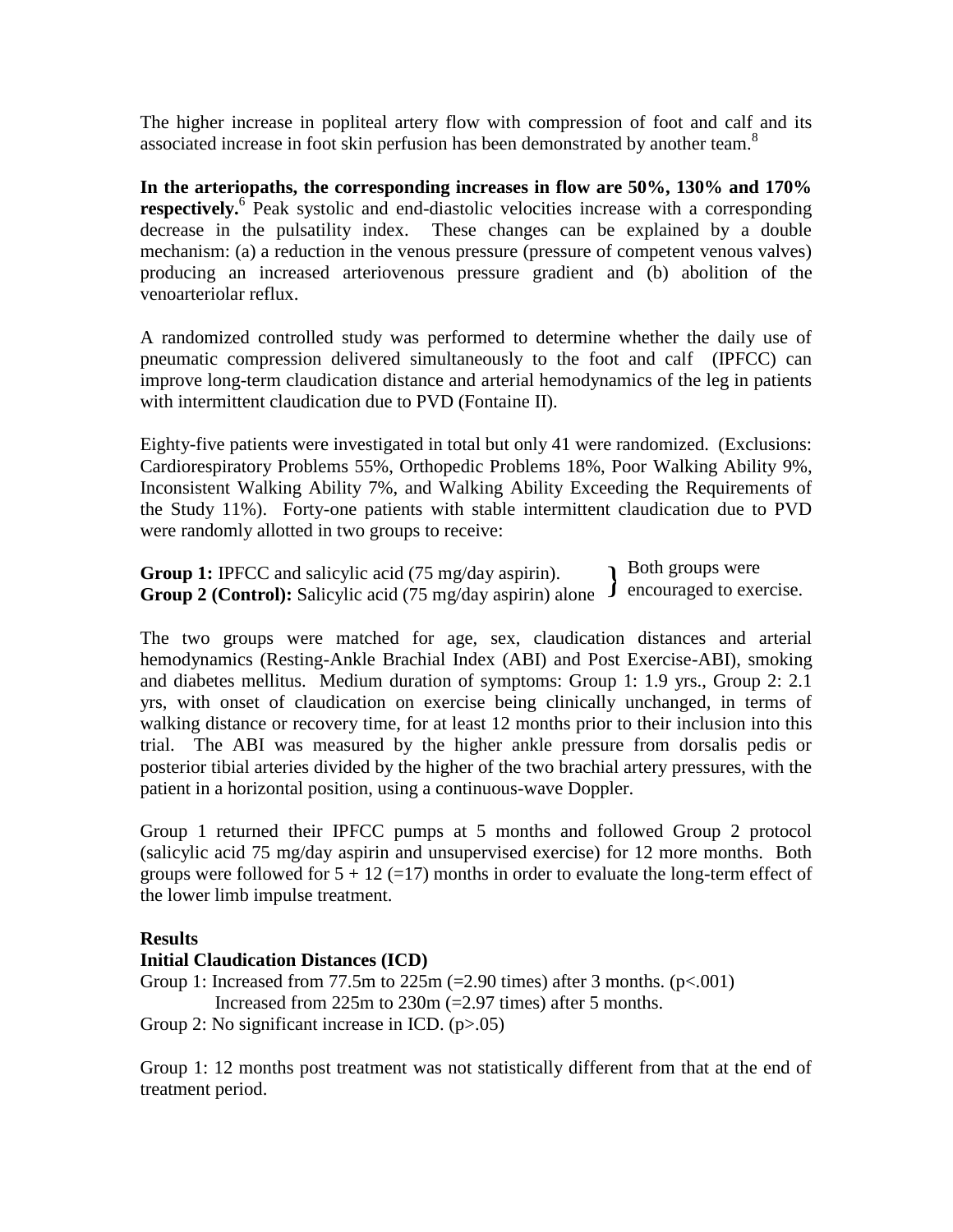The higher increase in popliteal artery flow with compression of foot and calf and its associated increase in foot skin perfusion has been demonstrated by another team.[8]

**In the arteriopaths, the corresponding increases in flow are 50%, 130% and 170% respectively.**[6] Peak systolic and end-diastolic velocities increase with a corresponding decrease in the pulsatility index. These changes can be explained by a double mechanism: (a) a reduction in the venous pressure (pressure of competent venous valves) producing an increased arteriovenous pressure gradient and (b) abolition of the venoarteriolar reflux.

A randomized controlled study was performed to determine whether the daily use of pneumatic compression delivered simultaneously to the foot and calf (IPFCC) can improve long-term claudication distance and arterial hemodynamics of the leg in patients with intermittent claudication due to PVD (Fontaine II).

Eighty-five patients were investigated in total but only 41 were randomized. (Exclusions: Cardiorespiratory Problems 55%, Orthopedic Problems 18%, Poor Walking Ability 9%, Inconsistent Walking Ability 7%, and Walking Ability Exceeding the Requirements of the Study 11%). Forty-one patients with stable intermittent claudication due to PVD were randomly allotted in two groups to receive:

**Group 1:** IPFCC and salicylic acid (75 mg/day aspirin).
**Group 2 (Control):** Salicylic acid (75 mg/day aspirin) alone

} Both groups were encouraged to exercise.

The two groups were matched for age, sex, claudication distances and arterial hemodynamics (Resting-Ankle Brachial Index (ABI) and Post Exercise-ABI), smoking and diabetes mellitus. Medium duration of symptoms: Group 1: 1.9 yrs., Group 2: 2.1 yrs, with onset of claudication on exercise being clinically unchanged, in terms of walking distance or recovery time, for at least 12 months prior to their inclusion into this trial. The ABI was measured by the higher ankle pressure from dorsalis pedis or posterior tibial arteries divided by the higher of the two brachial artery pressures, with the patient in a horizontal position, using a continuous-wave Doppler.

Group 1 returned their IPFCC pumps at 5 months and followed Group 2 protocol (salicylic acid 75 mg/day aspirin and unsupervised exercise) for 12 more months. Both groups were followed for 5 + 12 (=17) months in order to evaluate the long-term effect of the lower limb impulse treatment.

**Results**

**Initial Claudication Distances (ICD)**

Group 1: Increased from 77.5m to 225m (=2.90 times) after 3 months. ($p<.001$)
Increased from 225m to 230m (=2.97 times) after 5 months.

Group 2: No significant increase in ICD. ($p>.05$)

Group 1: 12 months post treatment was not statistically different from that at the end of treatment period.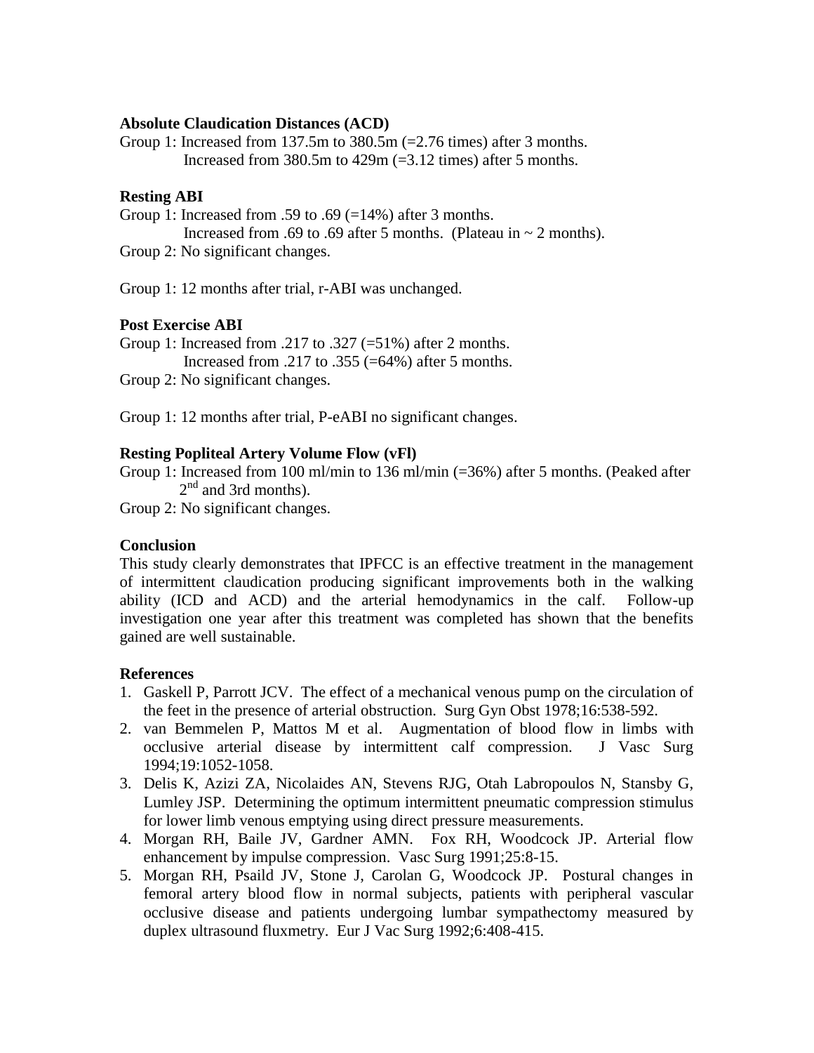**Absolute Claudication Distances (ACD)**

Group 1: Increased from 137.5m to 380.5m (=2.76 times) after 3 months.
Increased from 380.5m to 429m (=3.12 times) after 5 months.

**Resting ABI**

Group 1: Increased from .59 to .69 (=14%) after 3 months.
Increased from .69 to .69 after 5 months. (Plateau in ~ 2 months).
Group 2: No significant changes.

Group 1: 12 months after trial, r-ABI was unchanged.

**Post Exercise ABI**

Group 1: Increased from .217 to .327 (=51%) after 2 months.
Increased from .217 to .355 (=64%) after 5 months.
Group 2: No significant changes.

Group 1: 12 months after trial, P-eABI no significant changes.

**Resting Popliteal Artery Volume Flow (vFl)**

Group 1: Increased from 100 ml/min to 136 ml/min (=36%) after 5 months. (Peaked after 2nd and 3rd months).
Group 2: No significant changes.

**Conclusion**

This study clearly demonstrates that IPFCC is an effective treatment in the management of intermittent claudication producing significant improvements both in the walking ability (ICD and ACD) and the arterial hemodynamics in the calf. Follow-up investigation one year after this treatment was completed has shown that the benefits gained are well sustainable.

**References**

1. Gaskell P, Parrott JCV. The effect of a mechanical venous pump on the circulation of the feet in the presence of arterial obstruction. Surg Gyn Obst 1978;16:538-592.
2. van Bemmelen P, Mattos M et al. Augmentation of blood flow in limbs with occlusive arterial disease by intermittent calf compression. J Vasc Surg 1994;19:1052-1058.
3. Delis K, Azizi ZA, Nicolaides AN, Stevens RJG, Otah Labropoulos N, Stansby G, Lumley JSP. Determining the optimum intermittent pneumatic compression stimulus for lower limb venous emptying using direct pressure measurements.
4. Morgan RH, Baile JV, Gardner AMN. Fox RH, Woodcock JP. Arterial flow enhancement by impulse compression. Vasc Surg 1991;25:8-15.
5. Morgan RH, Psaild JV, Stone J, Carolan G, Woodcock JP. Postural changes in femoral artery blood flow in normal subjects, patients with peripheral vascular occlusive disease and patients undergoing lumbar sympathectomy measured by duplex ultrasound fluxmetry. Eur J Vac Surg 1992;6:408-415.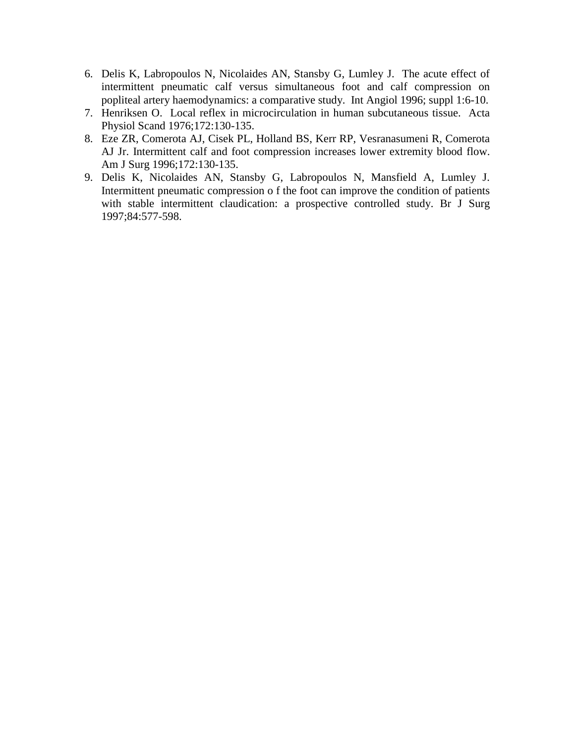6. Delis K, Labropoulos N, Nicolaides AN, Stansby G, Lumley J. The acute effect of intermittent pneumatic calf versus simultaneous foot and calf compression on popliteal artery haemodynamics: a comparative study. Int Angiol 1996; suppl 1:6-10.
7. Henriksen O. Local reflex in microcirculation in human subcutaneous tissue. Acta Physiol Scand 1976;172:130-135.
8. Eze ZR, Comerota AJ, Cisek PL, Holland BS, Kerr RP, Vesranasumeni R, Comerota AJ Jr. Intermittent calf and foot compression increases lower extremity blood flow. Am J Surg 1996;172:130-135.
9. Delis K, Nicolaides AN, Stansby G, Labropoulos N, Mansfield A, Lumley J. Intermittent pneumatic compression o f the foot can improve the condition of patients with stable intermittent claudication: a prospective controlled study. Br J Surg 1997;84:577-598.